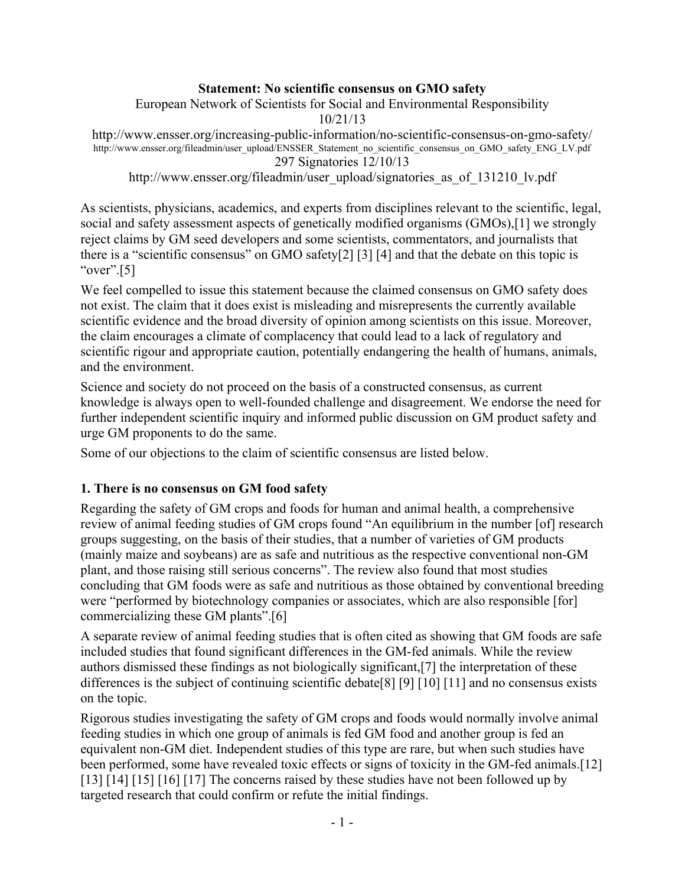**Statement: No scientific consensus on GMO safety**

European Network of Scientists for Social and Environmental Responsibility

10/21/13

http://www.ensser.org/increasing-public-information/no-scientific-consensus-on-gmo-safety/

http://www.ensser.org/fileadmin/user_upload/ENSSER_Statement_no_scientific_consensus_on_GMO_safety_ENG_LV.pdf

297 Signatories 12/10/13

http://www.ensser.org/fileadmin/user_upload/signatories_as_of_131210_lv.pdf

As scientists, physicians, academics, and experts from disciplines relevant to the scientific, legal, social and safety assessment aspects of genetically modified organisms (GMOs),[1] we strongly reject claims by GM seed developers and some scientists, commentators, and journalists that there is a "scientific consensus" on GMO safety[2] [3] [4] and that the debate on this topic is "over".[5]

We feel compelled to issue this statement because the claimed consensus on GMO safety does not exist. The claim that it does exist is misleading and misrepresents the currently available scientific evidence and the broad diversity of opinion among scientists on this issue. Moreover, the claim encourages a climate of complacency that could lead to a lack of regulatory and scientific rigour and appropriate caution, potentially endangering the health of humans, animals, and the environment.

Science and society do not proceed on the basis of a constructed consensus, as current knowledge is always open to well-founded challenge and disagreement. We endorse the need for further independent scientific inquiry and informed public discussion on GM product safety and urge GM proponents to do the same.

Some of our objections to the claim of scientific consensus are listed below.

## 1. There is no consensus on GM food safety

Regarding the safety of GM crops and foods for human and animal health, a comprehensive review of animal feeding studies of GM crops found "An equilibrium in the number [of] research groups suggesting, on the basis of their studies, that a number of varieties of GM products (mainly maize and soybeans) are as safe and nutritious as the respective conventional non-GM plant, and those raising still serious concerns". The review also found that most studies concluding that GM foods were as safe and nutritious as those obtained by conventional breeding were "performed by biotechnology companies or associates, which are also responsible [for] commercializing these GM plants".[6]

A separate review of animal feeding studies that is often cited as showing that GM foods are safe included studies that found significant differences in the GM-fed animals. While the review authors dismissed these findings as not biologically significant,[7] the interpretation of these differences is the subject of continuing scientific debate[8] [9] [10] [11] and no consensus exists on the topic.

Rigorous studies investigating the safety of GM crops and foods would normally involve animal feeding studies in which one group of animals is fed GM food and another group is fed an equivalent non-GM diet. Independent studies of this type are rare, but when such studies have been performed, some have revealed toxic effects or signs of toxicity in the GM-fed animals.[12] [13] [14] [15] [16] [17] The concerns raised by these studies have not been followed up by targeted research that could confirm or refute the initial findings.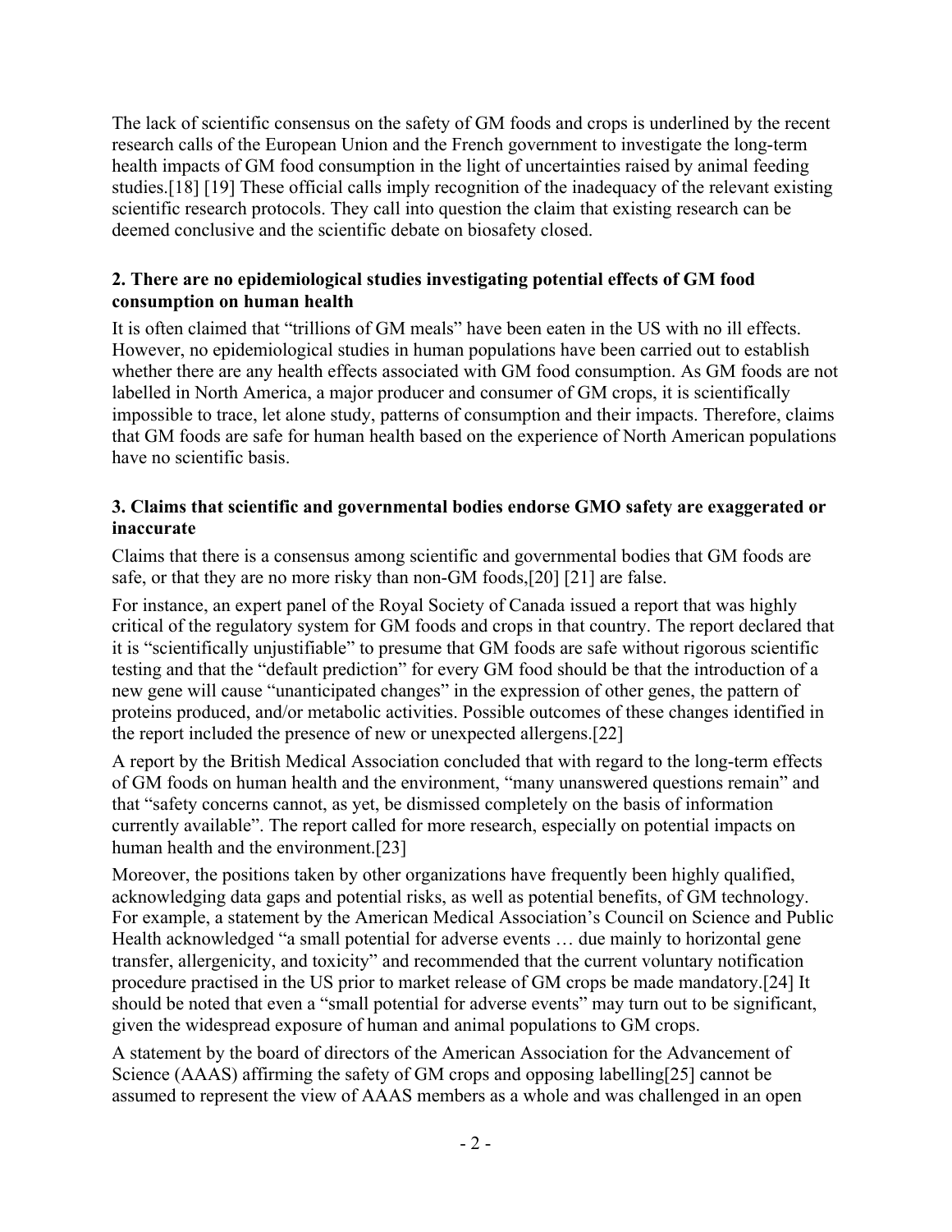The lack of scientific consensus on the safety of GM foods and crops is underlined by the recent research calls of the European Union and the French government to investigate the long-term health impacts of GM food consumption in the light of uncertainties raised by animal feeding studies.[18] [19] These official calls imply recognition of the inadequacy of the relevant existing scientific research protocols. They call into question the claim that existing research can be deemed conclusive and the scientific debate on biosafety closed.

### 2. There are no epidemiological studies investigating potential effects of GM food consumption on human health

It is often claimed that "trillions of GM meals" have been eaten in the US with no ill effects. However, no epidemiological studies in human populations have been carried out to establish whether there are any health effects associated with GM food consumption. As GM foods are not labelled in North America, a major producer and consumer of GM crops, it is scientifically impossible to trace, let alone study, patterns of consumption and their impacts. Therefore, claims that GM foods are safe for human health based on the experience of North American populations have no scientific basis.

### 3. Claims that scientific and governmental bodies endorse GMO safety are exaggerated or inaccurate

Claims that there is a consensus among scientific and governmental bodies that GM foods are safe, or that they are no more risky than non-GM foods,[20] [21] are false.

For instance, an expert panel of the Royal Society of Canada issued a report that was highly critical of the regulatory system for GM foods and crops in that country. The report declared that it is "scientifically unjustifiable" to presume that GM foods are safe without rigorous scientific testing and that the "default prediction" for every GM food should be that the introduction of a new gene will cause "unanticipated changes" in the expression of other genes, the pattern of proteins produced, and/or metabolic activities. Possible outcomes of these changes identified in the report included the presence of new or unexpected allergens.[22]

A report by the British Medical Association concluded that with regard to the long-term effects of GM foods on human health and the environment, "many unanswered questions remain" and that "safety concerns cannot, as yet, be dismissed completely on the basis of information currently available". The report called for more research, especially on potential impacts on human health and the environment.[23]

Moreover, the positions taken by other organizations have frequently been highly qualified, acknowledging data gaps and potential risks, as well as potential benefits, of GM technology. For example, a statement by the American Medical Association's Council on Science and Public Health acknowledged "a small potential for adverse events … due mainly to horizontal gene transfer, allergenicity, and toxicity" and recommended that the current voluntary notification procedure practised in the US prior to market release of GM crops be made mandatory.[24] It should be noted that even a "small potential for adverse events" may turn out to be significant, given the widespread exposure of human and animal populations to GM crops.

A statement by the board of directors of the American Association for the Advancement of Science (AAAS) affirming the safety of GM crops and opposing labelling[25] cannot be assumed to represent the view of AAAS members as a whole and was challenged in an open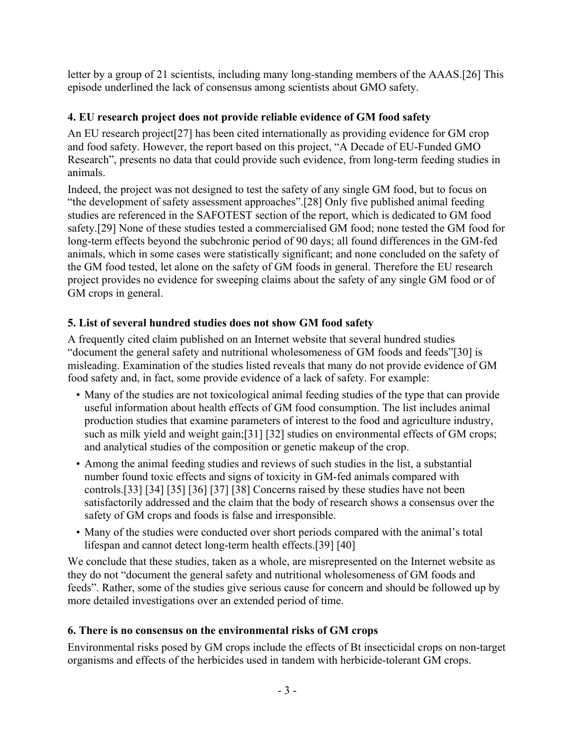letter by a group of 21 scientists, including many long-standing members of the AAAS.[26] This episode underlined the lack of consensus among scientists about GMO safety.

### 4. EU research project does not provide reliable evidence of GM food safety

An EU research project[27] has been cited internationally as providing evidence for GM crop and food safety. However, the report based on this project, "A Decade of EU-Funded GMO Research", presents no data that could provide such evidence, from long-term feeding studies in animals.

Indeed, the project was not designed to test the safety of any single GM food, but to focus on "the development of safety assessment approaches".[28] Only five published animal feeding studies are referenced in the SAFOTEST section of the report, which is dedicated to GM food safety.[29] None of these studies tested a commercialised GM food; none tested the GM food for long-term effects beyond the subchronic period of 90 days; all found differences in the GM-fed animals, which in some cases were statistically significant; and none concluded on the safety of the GM food tested, let alone on the safety of GM foods in general. Therefore the EU research project provides no evidence for sweeping claims about the safety of any single GM food or of GM crops in general.

### 5. List of several hundred studies does not show GM food safety

A frequently cited claim published on an Internet website that several hundred studies "document the general safety and nutritional wholesomeness of GM foods and feeds"[30] is misleading. Examination of the studies listed reveals that many do not provide evidence of GM food safety and, in fact, some provide evidence of a lack of safety. For example:

- Many of the studies are not toxicological animal feeding studies of the type that can provide useful information about health effects of GM food consumption. The list includes animal production studies that examine parameters of interest to the food and agriculture industry, such as milk yield and weight gain;[31] [32] studies on environmental effects of GM crops; and analytical studies of the composition or genetic makeup of the crop.
- Among the animal feeding studies and reviews of such studies in the list, a substantial number found toxic effects and signs of toxicity in GM-fed animals compared with controls.[33] [34] [35] [36] [37] [38] Concerns raised by these studies have not been satisfactorily addressed and the claim that the body of research shows a consensus over the safety of GM crops and foods is false and irresponsible.
- Many of the studies were conducted over short periods compared with the animal's total lifespan and cannot detect long-term health effects.[39] [40]

We conclude that these studies, taken as a whole, are misrepresented on the Internet website as they do not "document the general safety and nutritional wholesomeness of GM foods and feeds". Rather, some of the studies give serious cause for concern and should be followed up by more detailed investigations over an extended period of time.

### 6. There is no consensus on the environmental risks of GM crops

Environmental risks posed by GM crops include the effects of Bt insecticidal crops on non-target organisms and effects of the herbicides used in tandem with herbicide-tolerant GM crops.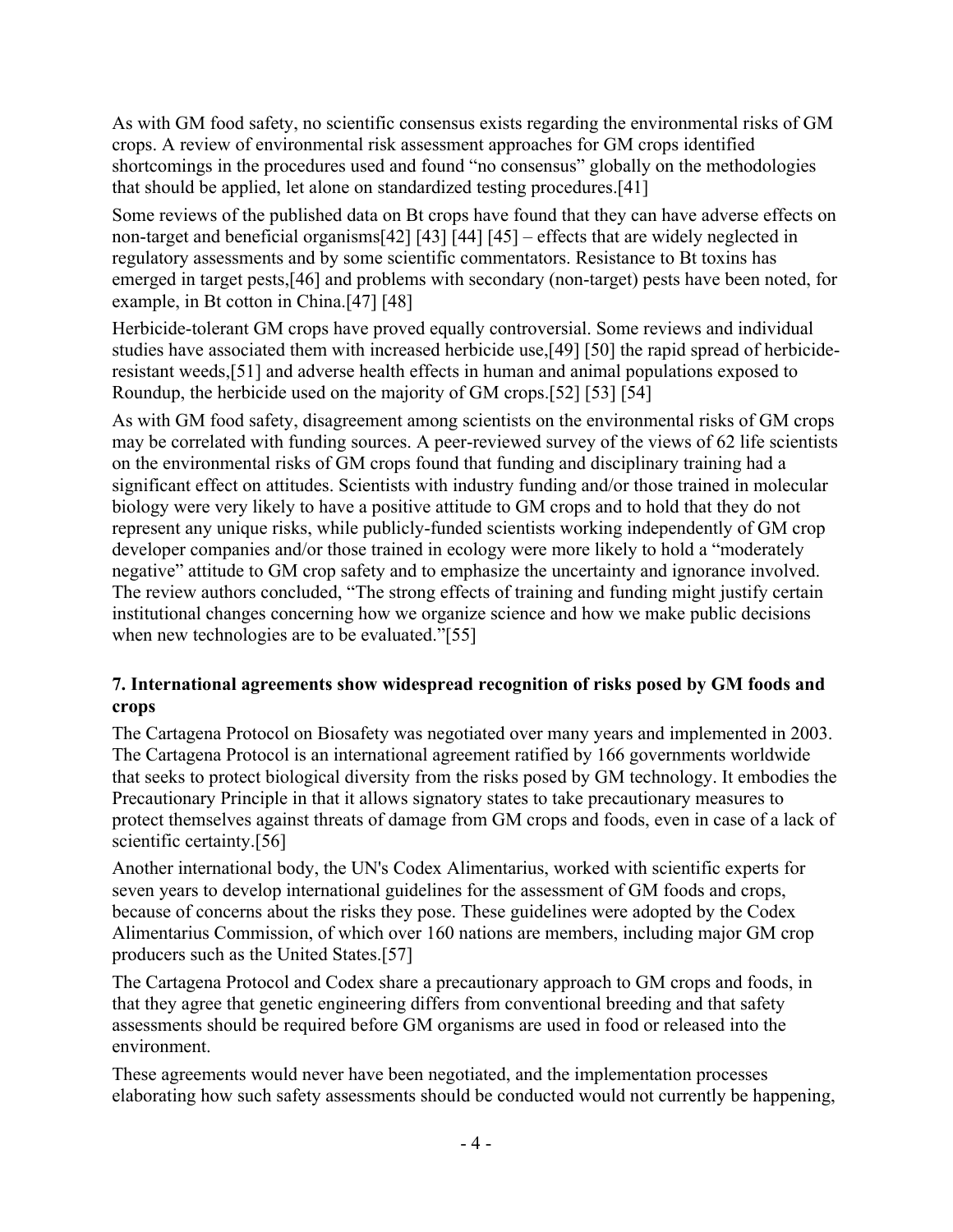As with GM food safety, no scientific consensus exists regarding the environmental risks of GM crops. A review of environmental risk assessment approaches for GM crops identified shortcomings in the procedures used and found "no consensus" globally on the methodologies that should be applied, let alone on standardized testing procedures.[41]

Some reviews of the published data on Bt crops have found that they can have adverse effects on non-target and beneficial organisms[42] [43] [44] [45] – effects that are widely neglected in regulatory assessments and by some scientific commentators. Resistance to Bt toxins has emerged in target pests,[46] and problems with secondary (non-target) pests have been noted, for example, in Bt cotton in China.[47] [48]

Herbicide-tolerant GM crops have proved equally controversial. Some reviews and individual studies have associated them with increased herbicide use,[49] [50] the rapid spread of herbicide-resistant weeds,[51] and adverse health effects in human and animal populations exposed to Roundup, the herbicide used on the majority of GM crops.[52] [53] [54]

As with GM food safety, disagreement among scientists on the environmental risks of GM crops may be correlated with funding sources. A peer-reviewed survey of the views of 62 life scientists on the environmental risks of GM crops found that funding and disciplinary training had a significant effect on attitudes. Scientists with industry funding and/or those trained in molecular biology were very likely to have a positive attitude to GM crops and to hold that they do not represent any unique risks, while publicly-funded scientists working independently of GM crop developer companies and/or those trained in ecology were more likely to hold a "moderately negative" attitude to GM crop safety and to emphasize the uncertainty and ignorance involved. The review authors concluded, "The strong effects of training and funding might justify certain institutional changes concerning how we organize science and how we make public decisions when new technologies are to be evaluated."[55]

### 7. International agreements show widespread recognition of risks posed by GM foods and crops

The Cartagena Protocol on Biosafety was negotiated over many years and implemented in 2003. The Cartagena Protocol is an international agreement ratified by 166 governments worldwide that seeks to protect biological diversity from the risks posed by GM technology. It embodies the Precautionary Principle in that it allows signatory states to take precautionary measures to protect themselves against threats of damage from GM crops and foods, even in case of a lack of scientific certainty.[56]

Another international body, the UN's Codex Alimentarius, worked with scientific experts for seven years to develop international guidelines for the assessment of GM foods and crops, because of concerns about the risks they pose. These guidelines were adopted by the Codex Alimentarius Commission, of which over 160 nations are members, including major GM crop producers such as the United States.[57]

The Cartagena Protocol and Codex share a precautionary approach to GM crops and foods, in that they agree that genetic engineering differs from conventional breeding and that safety assessments should be required before GM organisms are used in food or released into the environment.

These agreements would never have been negotiated, and the implementation processes elaborating how such safety assessments should be conducted would not currently be happening,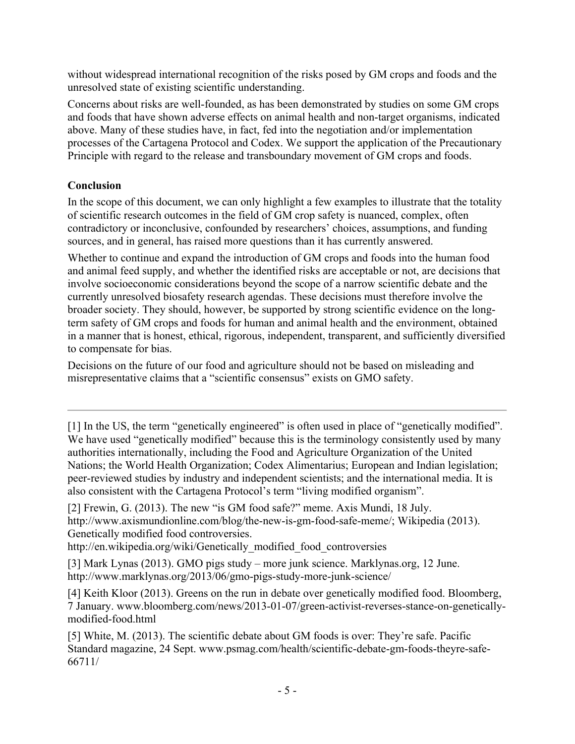without widespread international recognition of the risks posed by GM crops and foods and the unresolved state of existing scientific understanding.

Concerns about risks are well-founded, as has been demonstrated by studies on some GM crops and foods that have shown adverse effects on animal health and non-target organisms, indicated above. Many of these studies have, in fact, fed into the negotiation and/or implementation processes of the Cartagena Protocol and Codex. We support the application of the Precautionary Principle with regard to the release and transboundary movement of GM crops and foods.

**Conclusion**

In the scope of this document, we can only highlight a few examples to illustrate that the totality of scientific research outcomes in the field of GM crop safety is nuanced, complex, often contradictory or inconclusive, confounded by researchers' choices, assumptions, and funding sources, and in general, has raised more questions than it has currently answered.

Whether to continue and expand the introduction of GM crops and foods into the human food and animal feed supply, and whether the identified risks are acceptable or not, are decisions that involve socioeconomic considerations beyond the scope of a narrow scientific debate and the currently unresolved biosafety research agendas. These decisions must therefore involve the broader society. They should, however, be supported by strong scientific evidence on the long-term safety of GM crops and foods for human and animal health and the environment, obtained in a manner that is honest, ethical, rigorous, independent, transparent, and sufficiently diversified to compensate for bias.

Decisions on the future of our food and agriculture should not be based on misleading and misrepresentative claims that a "scientific consensus" exists on GMO safety.

---

[1] In the US, the term "genetically engineered" is often used in place of "genetically modified". We have used "genetically modified" because this is the terminology consistently used by many authorities internationally, including the Food and Agriculture Organization of the United Nations; the World Health Organization; Codex Alimentarius; European and Indian legislation; peer-reviewed studies by industry and independent scientists; and the international media. It is also consistent with the Cartagena Protocol's term "living modified organism".

[2] Frewin, G. (2013). The new "is GM food safe?" meme. Axis Mundi, 18 July. http://www.axismundionline.com/blog/the-new-is-gm-food-safe-meme/; Wikipedia (2013). Genetically modified food controversies. http://en.wikipedia.org/wiki/Genetically_modified_food_controversies

[3] Mark Lynas (2013). GMO pigs study – more junk science. Marklynas.org, 12 June. http://www.marklynas.org/2013/06/gmo-pigs-study-more-junk-science/

[4] Keith Kloor (2013). Greens on the run in debate over genetically modified food. Bloomberg, 7 January. www.bloomberg.com/news/2013-01-07/green-activist-reverses-stance-on-genetically-modified-food.html

[5] White, M. (2013). The scientific debate about GM foods is over: They're safe. Pacific Standard magazine, 24 Sept. www.psmag.com/health/scientific-debate-gm-foods-theyre-safe-66711/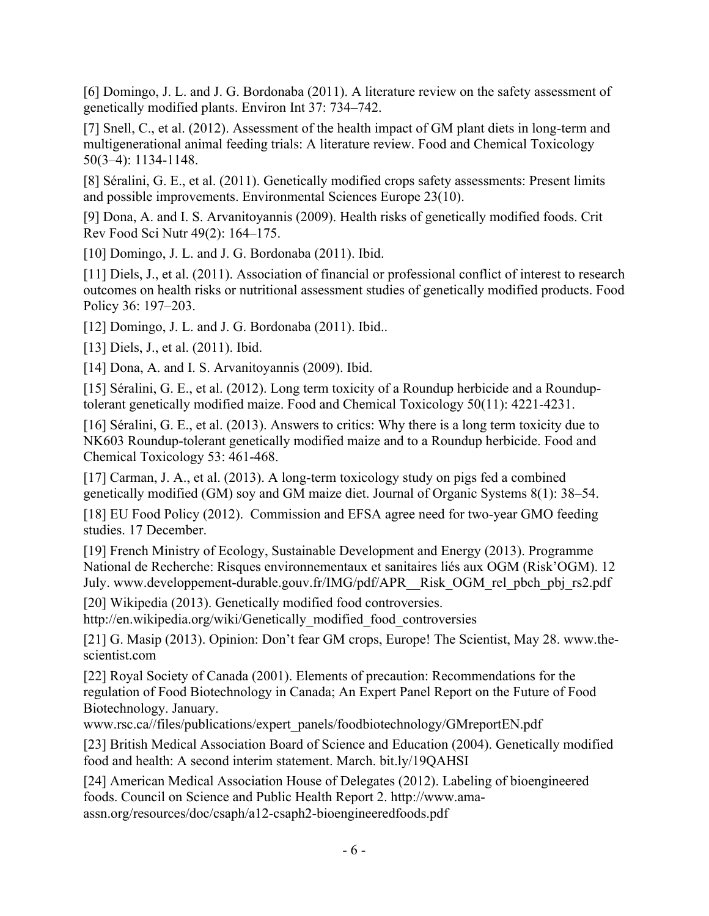[6] Domingo, J. L. and J. G. Bordonaba (2011). A literature review on the safety assessment of genetically modified plants. Environ Int 37: 734–742.

[7] Snell, C., et al. (2012). Assessment of the health impact of GM plant diets in long-term and multigenerational animal feeding trials: A literature review. Food and Chemical Toxicology 50(3–4): 1134-1148.

[8] Séralini, G. E., et al. (2011). Genetically modified crops safety assessments: Present limits and possible improvements. Environmental Sciences Europe 23(10).

[9] Dona, A. and I. S. Arvanitoyannis (2009). Health risks of genetically modified foods. Crit Rev Food Sci Nutr 49(2): 164–175.

[10] Domingo, J. L. and J. G. Bordonaba (2011). Ibid.

[11] Diels, J., et al. (2011). Association of financial or professional conflict of interest to research outcomes on health risks or nutritional assessment studies of genetically modified products. Food Policy 36: 197–203.

[12] Domingo, J. L. and J. G. Bordonaba (2011). Ibid..

[13] Diels, J., et al. (2011). Ibid.

[14] Dona, A. and I. S. Arvanitoyannis (2009). Ibid.

[15] Séralini, G. E., et al. (2012). Long term toxicity of a Roundup herbicide and a Roundup-tolerant genetically modified maize. Food and Chemical Toxicology 50(11): 4221-4231.

[16] Séralini, G. E., et al. (2013). Answers to critics: Why there is a long term toxicity due to NK603 Roundup-tolerant genetically modified maize and to a Roundup herbicide. Food and Chemical Toxicology 53: 461-468.

[17] Carman, J. A., et al. (2013). A long-term toxicology study on pigs fed a combined genetically modified (GM) soy and GM maize diet. Journal of Organic Systems 8(1): 38–54.

[18] EU Food Policy (2012). Commission and EFSA agree need for two-year GMO feeding studies. 17 December.

[19] French Ministry of Ecology, Sustainable Development and Energy (2013). Programme National de Recherche: Risques environnementaux et sanitaires liés aux OGM (Risk'OGM). 12 July. www.developpement-durable.gouv.fr/IMG/pdf/APR__Risk_OGM_rel_pbch_pbj_rs2.pdf

[20] Wikipedia (2013). Genetically modified food controversies. http://en.wikipedia.org/wiki/Genetically_modified_food_controversies

[21] G. Masip (2013). Opinion: Don't fear GM crops, Europe! The Scientist, May 28. www.the-scientist.com

[22] Royal Society of Canada (2001). Elements of precaution: Recommendations for the regulation of Food Biotechnology in Canada; An Expert Panel Report on the Future of Food Biotechnology. January. www.rsc.ca//files/publications/expert_panels/foodbiotechnology/GMreportEN.pdf

[23] British Medical Association Board of Science and Education (2004). Genetically modified food and health: A second interim statement. March. bit.ly/19QAHSI

[24] American Medical Association House of Delegates (2012). Labeling of bioengineered foods. Council on Science and Public Health Report 2. http://www.ama-assn.org/resources/doc/csaph/a12-csaph2-bioengineeredfoods.pdf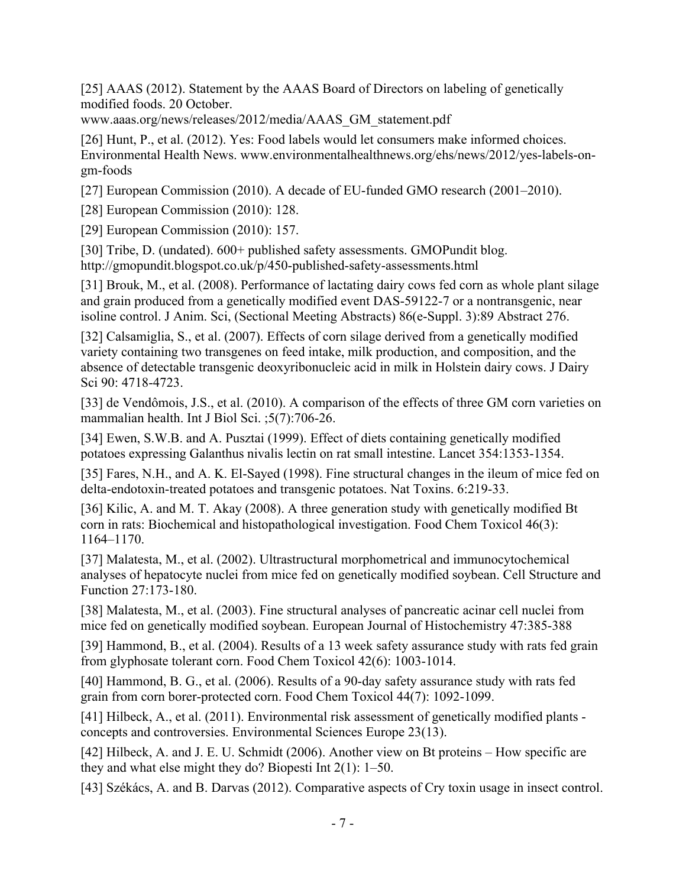[25] AAAS (2012). Statement by the AAAS Board of Directors on labeling of genetically modified foods. 20 October.
www.aaas.org/news/releases/2012/media/AAAS_GM_statement.pdf

[26] Hunt, P., et al. (2012). Yes: Food labels would let consumers make informed choices. Environmental Health News. www.environmentalhealthnews.org/ehs/news/2012/yes-labels-on-gm-foods

[27] European Commission (2010). A decade of EU-funded GMO research (2001–2010).

[28] European Commission (2010): 128.

[29] European Commission (2010): 157.

[30] Tribe, D. (undated). 600+ published safety assessments. GMOPundit blog.
http://gmopundit.blogspot.co.uk/p/450-published-safety-assessments.html

[31] Brouk, M., et al. (2008). Performance of lactating dairy cows fed corn as whole plant silage and grain produced from a genetically modified event DAS-59122-7 or a nontransgenic, near isoline control. J Anim. Sci, (Sectional Meeting Abstracts) 86(e-Suppl. 3):89 Abstract 276.

[32] Calsamiglia, S., et al. (2007). Effects of corn silage derived from a genetically modified variety containing two transgenes on feed intake, milk production, and composition, and the absence of detectable transgenic deoxyribonucleic acid in milk in Holstein dairy cows. J Dairy Sci 90: 4718-4723.

[33] de Vendômois, J.S., et al. (2010). A comparison of the effects of three GM corn varieties on mammalian health. Int J Biol Sci. ;5(7):706-26.

[34] Ewen, S.W.B. and A. Pusztai (1999). Effect of diets containing genetically modified potatoes expressing Galanthus nivalis lectin on rat small intestine. Lancet 354:1353-1354.

[35] Fares, N.H., and A. K. El-Sayed (1998). Fine structural changes in the ileum of mice fed on delta-endotoxin-treated potatoes and transgenic potatoes. Nat Toxins. 6:219-33.

[36] Kilic, A. and M. T. Akay (2008). A three generation study with genetically modified Bt corn in rats: Biochemical and histopathological investigation. Food Chem Toxicol 46(3): 1164–1170.

[37] Malatesta, M., et al. (2002). Ultrastructural morphometrical and immunocytochemical analyses of hepatocyte nuclei from mice fed on genetically modified soybean. Cell Structure and Function 27:173-180.

[38] Malatesta, M., et al. (2003). Fine structural analyses of pancreatic acinar cell nuclei from mice fed on genetically modified soybean. European Journal of Histochemistry 47:385-388

[39] Hammond, B., et al. (2004). Results of a 13 week safety assurance study with rats fed grain from glyphosate tolerant corn. Food Chem Toxicol 42(6): 1003-1014.

[40] Hammond, B. G., et al. (2006). Results of a 90-day safety assurance study with rats fed grain from corn borer-protected corn. Food Chem Toxicol 44(7): 1092-1099.

[41] Hilbeck, A., et al. (2011). Environmental risk assessment of genetically modified plants - concepts and controversies. Environmental Sciences Europe 23(13).

[42] Hilbeck, A. and J. E. U. Schmidt (2006). Another view on Bt proteins – How specific are they and what else might they do? Biopesti Int 2(1): 1–50.

[43] Székács, A. and B. Darvas (2012). Comparative aspects of Cry toxin usage in insect control.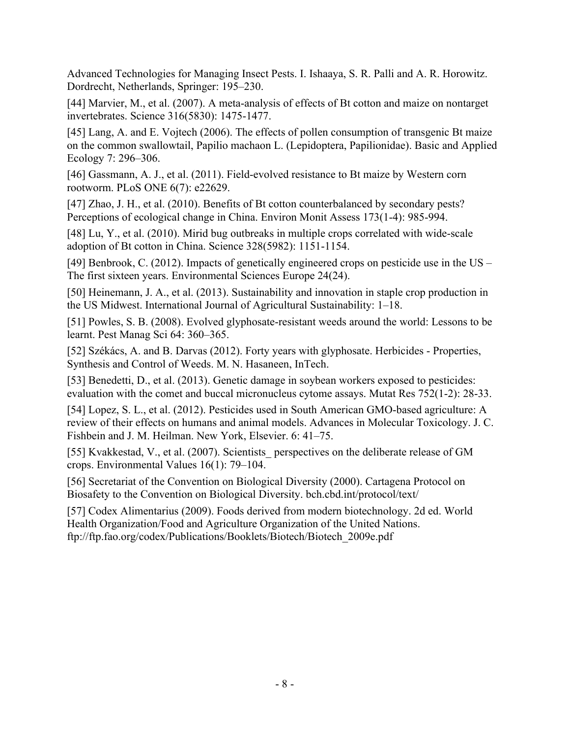Advanced Technologies for Managing Insect Pests. I. Ishaaya, S. R. Palli and A. R. Horowitz. Dordrecht, Netherlands, Springer: 195–230.

[44] Marvier, M., et al. (2007). A meta-analysis of effects of Bt cotton and maize on nontarget invertebrates. Science 316(5830): 1475-1477.

[45] Lang, A. and E. Vojtech (2006). The effects of pollen consumption of transgenic Bt maize on the common swallowtail, Papilio machaon L. (Lepidoptera, Papilionidae). Basic and Applied Ecology 7: 296–306.

[46] Gassmann, A. J., et al. (2011). Field-evolved resistance to Bt maize by Western corn rootworm. PLoS ONE 6(7): e22629.

[47] Zhao, J. H., et al. (2010). Benefits of Bt cotton counterbalanced by secondary pests? Perceptions of ecological change in China. Environ Monit Assess 173(1-4): 985-994.

[48] Lu, Y., et al. (2010). Mirid bug outbreaks in multiple crops correlated with wide-scale adoption of Bt cotton in China. Science 328(5982): 1151-1154.

[49] Benbrook, C. (2012). Impacts of genetically engineered crops on pesticide use in the US – The first sixteen years. Environmental Sciences Europe 24(24).

[50] Heinemann, J. A., et al. (2013). Sustainability and innovation in staple crop production in the US Midwest. International Journal of Agricultural Sustainability: 1–18.

[51] Powles, S. B. (2008). Evolved glyphosate-resistant weeds around the world: Lessons to be learnt. Pest Manag Sci 64: 360–365.

[52] Székács, A. and B. Darvas (2012). Forty years with glyphosate. Herbicides - Properties, Synthesis and Control of Weeds. M. N. Hasaneen, InTech.

[53] Benedetti, D., et al. (2013). Genetic damage in soybean workers exposed to pesticides: evaluation with the comet and buccal micronucleus cytome assays. Mutat Res 752(1-2): 28-33.

[54] Lopez, S. L., et al. (2012). Pesticides used in South American GMO-based agriculture: A review of their effects on humans and animal models. Advances in Molecular Toxicology. J. C. Fishbein and J. M. Heilman. New York, Elsevier. 6: 41–75.

[55] Kvakkestad, V., et al. (2007). Scientists_ perspectives on the deliberate release of GM crops. Environmental Values 16(1): 79–104.

[56] Secretariat of the Convention on Biological Diversity (2000). Cartagena Protocol on Biosafety to the Convention on Biological Diversity. bch.cbd.int/protocol/text/

[57] Codex Alimentarius (2009). Foods derived from modern biotechnology. 2d ed. World Health Organization/Food and Agriculture Organization of the United Nations. ftp://ftp.fao.org/codex/Publications/Booklets/Biotech/Biotech_2009e.pdf